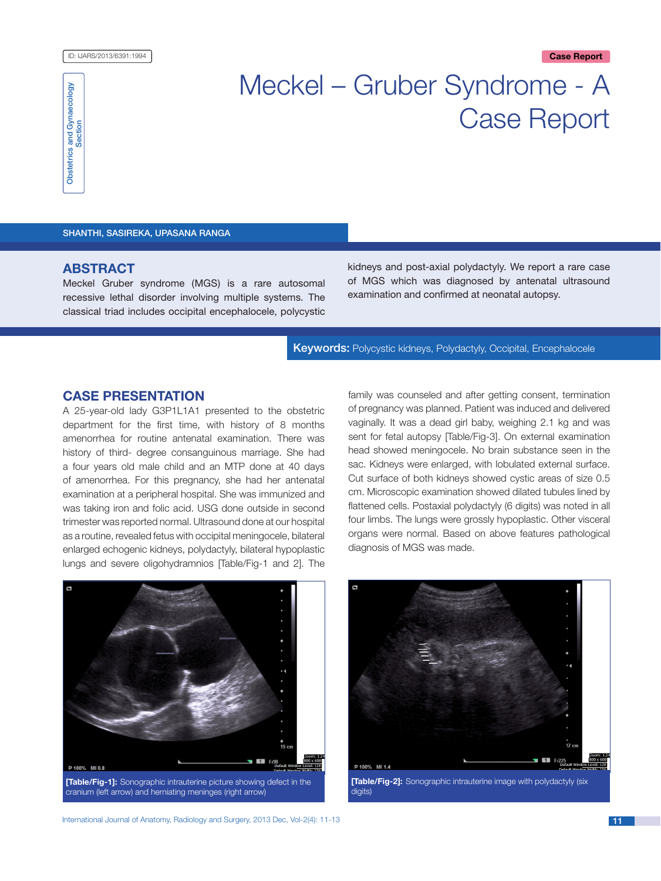ID: IJARS/2013/6391:1994

Obstetrics and Gynaecology Section

Case Report

# Meckel – Gruber Syndrome - A Case Report

SHANTHI, SASIREKA, UPASANA RANGA

## ABSTRACT

Meckel Gruber syndrome (MGS) is a rare autosomal recessive lethal disorder involving multiple systems. The classical triad includes occipital encephalocele, polycystic kidneys and post-axial polydactyly. We report a rare case of MGS which was diagnosed by antenatal ultrasound examination and confirmed at neonatal autopsy.

**Keywords:** Polycystic kidneys, Polydactyly, Occipital, Encephalocele

## CASE PRESENTATION

A 25-year-old lady G3P1L1A1 presented to the obstetric department for the first time, with history of 8 months amenorrhea for routine antenatal examination. There was history of third- degree consanguinous marriage. She had a four years old male child and an MTP done at 40 days of amenorrhea. For this pregnancy, she had her antenatal examination at a peripheral hospital. She was immunized and was taking iron and folic acid. USG done outside in second trimester was reported normal. Ultrasound done at our hospital as a routine, revealed fetus with occipital meningocele, bilateral enlarged echogenic kidneys, polydactyly, bilateral hypoplastic lungs and severe oligohydramnios [Table/Fig-1 and 2]. The family was counseled and after getting consent, termination of pregnancy was planned. Patient was induced and delivered vaginally. It was a dead girl baby, weighing 2.1 kg and was sent for fetal autopsy [Table/Fig-3]. On external examination head showed meningocele. No brain substance seen in the sac. Kidneys were enlarged, with lobulated external surface. Cut surface of both kidneys showed cystic areas of size 0.5 cm. Microscopic examination showed dilated tubules lined by flattened cells. Postaxial polydactyly (6 digits) was noted in all four limbs. The lungs were grossly hypoplastic. Other visceral organs were normal. Based on above features pathological diagnosis of MGS was made.

**[Table/Fig-1]:** Sonographic intrauterine picture showing defect in the cranium (left arrow) and herniating meninges (right arrow)

**[Table/Fig-2]:** Sonographic intrauterine image with polydactyly (six digits)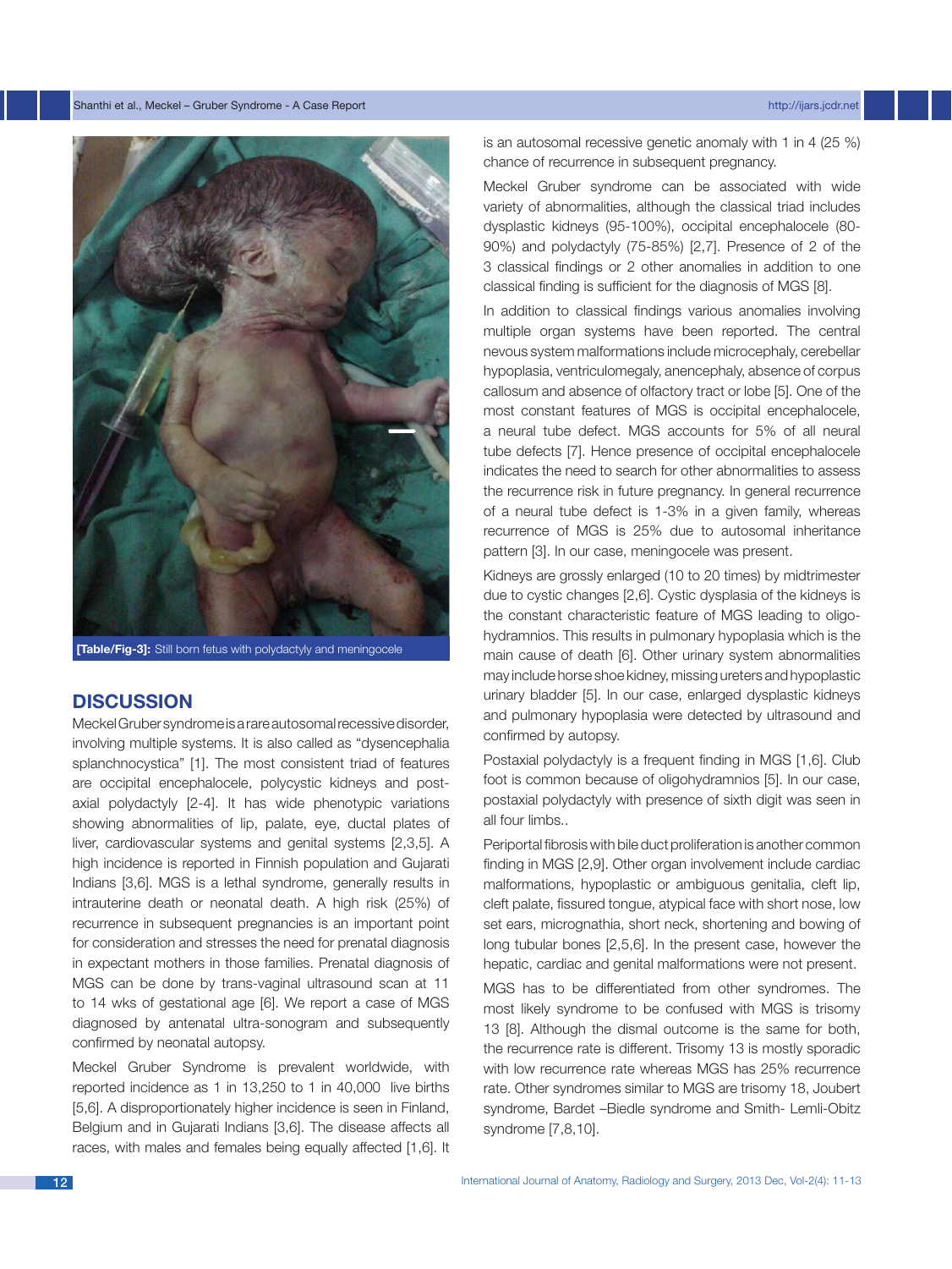[Table/Fig-3]: Still born fetus with polydactyly and meningocele

## DISCUSSION

Meckel Gruber syndrome is a rare autosomal recessive disorder, involving multiple systems. It is also called as "dysencephalia splanchnocystica" [1]. The most consistent triad of features are occipital encephalocele, polycystic kidneys and post-axial polydactyly [2-4]. It has wide phenotypic variations showing abnormalities of lip, palate, eye, ductal plates of liver, cardiovascular systems and genital systems [2,3,5]. A high incidence is reported in Finnish population and Gujarati Indians [3,6]. MGS is a lethal syndrome, generally results in intrauterine death or neonatal death. A high risk (25%) of recurrence in subsequent pregnancies is an important point for consideration and stresses the need for prenatal diagnosis in expectant mothers in those families. Prenatal diagnosis of MGS can be done by trans-vaginal ultrasound scan at 11 to 14 wks of gestational age [6]. We report a case of MGS diagnosed by antenatal ultra-sonogram and subsequently confirmed by neonatal autopsy.

Meckel Gruber Syndrome is prevalent worldwide, with reported incidence as 1 in 13,250 to 1 in 40,000 live births [5,6]. A disproportionately higher incidence is seen in Finland, Belgium and in Gujarati Indians [3,6]. The disease affects all races, with males and females being equally affected [1,6]. It is an autosomal recessive genetic anomaly with 1 in 4 (25 %) chance of recurrence in subsequent pregnancy.

Meckel Gruber syndrome can be associated with wide variety of abnormalities, although the classical triad includes dysplastic kidneys (95-100%), occipital encephalocele (80-90%) and polydactyly (75-85%) [2,7]. Presence of 2 of the 3 classical findings or 2 other anomalies in addition to one classical finding is sufficient for the diagnosis of MGS [8].

In addition to classical findings various anomalies involving multiple organ systems have been reported. The central nevous system malformations include microcephaly, cerebellar hypoplasia, ventriculomegaly, anencephaly, absence of corpus callosum and absence of olfactory tract or lobe [5]. One of the most constant features of MGS is occipital encephalocele, a neural tube defect. MGS accounts for 5% of all neural tube defects [7]. Hence presence of occipital encephalocele indicates the need to search for other abnormalities to assess the recurrence risk in future pregnancy. In general recurrence of a neural tube defect is 1-3% in a given family, whereas recurrence of MGS is 25% due to autosomal inheritance pattern [3]. In our case, meningocele was present.

Kidneys are grossly enlarged (10 to 20 times) by midtrimester due to cystic changes [2,6]. Cystic dysplasia of the kidneys is the constant characteristic feature of MGS leading to oligo-hydramnios. This results in pulmonary hypoplasia which is the main cause of death [6]. Other urinary system abnormalities may include horse shoe kidney, missing ureters and hypoplastic urinary bladder [5]. In our case, enlarged dysplastic kidneys and pulmonary hypoplasia were detected by ultrasound and confirmed by autopsy.

Postaxial polydactyly is a frequent finding in MGS [1,6]. Club foot is common because of oligohydramnios [5]. In our case, postaxial polydactyly with presence of sixth digit was seen in all four limbs..

Periportal fibrosis with bile duct proliferation is another common finding in MGS [2,9]. Other organ involvement include cardiac malformations, hypoplastic or ambiguous genitalia, cleft lip, cleft palate, fissured tongue, atypical face with short nose, low set ears, micrognathia, short neck, shortening and bowing of long tubular bones [2,5,6]. In the present case, however the hepatic, cardiac and genital malformations were not present.

MGS has to be differentiated from other syndromes. The most likely syndrome to be confused with MGS is trisomy 13 [8]. Although the dismal outcome is the same for both, the recurrence rate is different. Trisomy 13 is mostly sporadic with low recurrence rate whereas MGS has 25% recurrence rate. Other syndromes similar to MGS are trisomy 18, Joubert syndrome, Bardet –Biedle syndrome and Smith- Lemli-Obitz syndrome [7,8,10].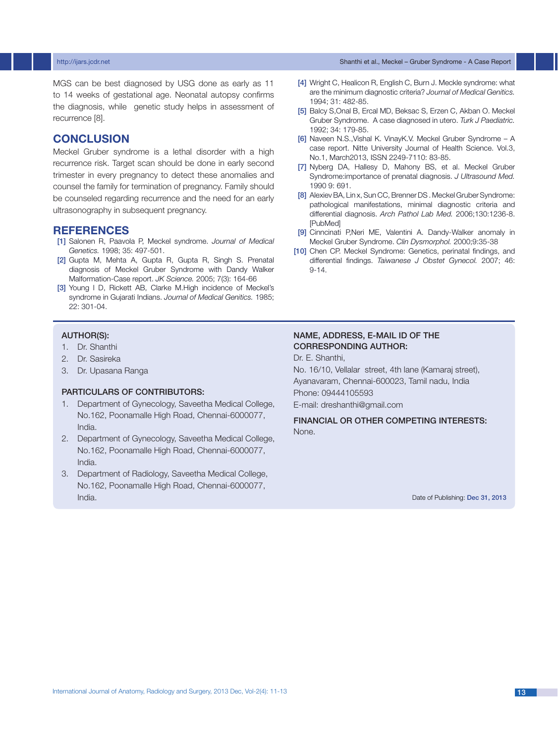MGS can be best diagnosed by USG done as early as 11 to 14 weeks of gestational age. Neonatal autopsy confirms the diagnosis, while genetic study helps in assessment of recurrence [8].

## CONCLUSION

Meckel Gruber syndrome is a lethal disorder with a high recurrence risk. Target scan should be done in early second trimester in every pregnancy to detect these anomalies and counsel the family for termination of pregnancy. Family should be counseled regarding recurrence and the need for an early ultrasonography in subsequent pregnancy.

## REFERENCES

[1] Salonen R, Paavola P, Meckel syndrome. *Journal of Medical Genetics.* 1998; 35: 497-501.

[2] Gupta M, Mehta A, Gupta R, Gupta R, Singh S. Prenatal diagnosis of Meckel Gruber Syndrome with Dandy Walker Malformation-Case report. *JK Science.* 2005; 7(3): 164-66

[3] Young I D, Rickett AB, Clarke M.High incidence of Meckel's syndrome in Gujarati Indians. *Journal of Medical Genetics.* 1985; 22: 301-04.

[4] Wright C, Healicon R, English C, Burn J. Meckle syndrome: what are the minimum diagnostic criteria? *Journal of Medical Genitics.* 1994; 31: 482-85.

[5] Balcy S,Onal B, Ercal MD, Beksac S, Erzen C, Akban O. Meckel Gruber Syndrome. A case diagnosed in utero. *Turk J Paediatric.* 1992; 34: 179-85.

[6] Naveen N.S.,Vishal K. VinayK.V. Meckel Gruber Syndrome – A case report. Nitte University Journal of Health Science. Vol.3, No.1, March2013, ISSN 2249-7110: 83-85.

[7] Nyberg DA, Hallesy D, Mahony BS, et al. Meckel Gruber Syndrome:importance of prenatal diagnosis. *J Ultrasound Med.* 1990 9: 691.

[8] Alexiev BA, Lin x, Sun CC, Brenner DS . Meckel Gruber Syndrome: pathological manifestations, minimal diagnostic criteria and differential diagnosis. *Arch Pathol Lab Med.* 2006;130:1236-8. [PubMed]

[9] Cinncinati P,Neri ME, Valentini A. Dandy-Walker anomaly in Meckel Gruber Syndrome. *Clin Dysmorphol.* 2000;9:35-38

[10] Chen CP. Meckel Syndrome: Genetics, perinatal findings, and differential findings. *Taiwanese J Obstet Gynecol.* 2007; 46: 9-14.

---

**AUTHOR(S):**

1. Dr. Shanthi
2. Dr. Sasireka
3. Dr. Upasana Ranga

**PARTICULARS OF CONTRIBUTORS:**

1. Department of Gynecology, Saveetha Medical College, No.162, Poonamalle High Road, Chennai-6000077, India.
2. Department of Gynecology, Saveetha Medical College, No.162, Poonamalle High Road, Chennai-6000077, India.
3. Department of Radiology, Saveetha Medical College, No.162, Poonamalle High Road, Chennai-6000077, India.

**NAME, ADDRESS, E-MAIL ID OF THE CORRESPONDING AUTHOR:**

Dr. E. Shanthi,
No. 16/10, Vellalar street, 4th lane (Kamaraj street), Ayanavaram, Chennai-600023, Tamil nadu, India
Phone: 09444105593
E-mail: dreshanthi@gmail.com

**FINANCIAL OR OTHER COMPETING INTERESTS:**
None.

Date of Publishing: Dec 31, 2013